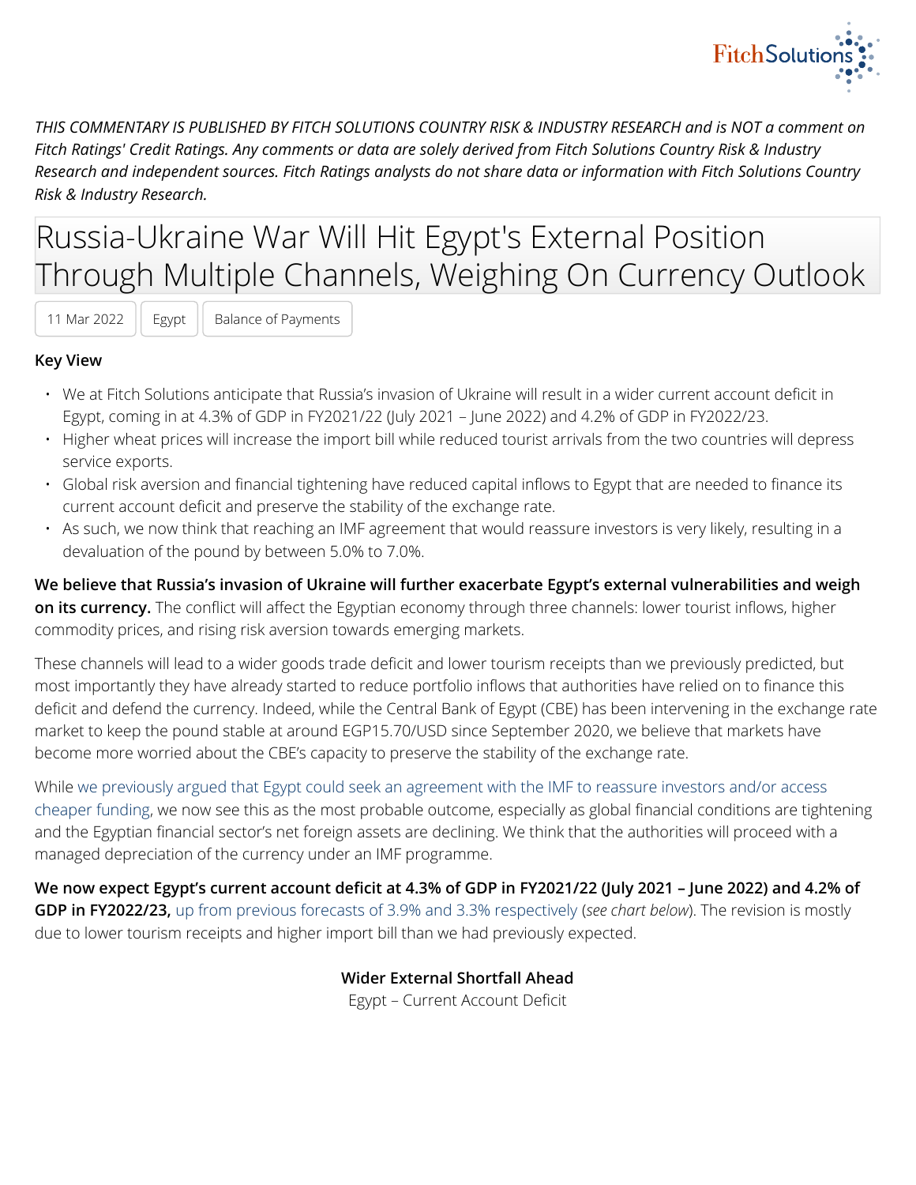*THIS COMMENTARY IS PUBLISHED BY FITCH SOLUTIONS COUNTRY RISK & INDUSTRY RESEARCH and is NOT a comment on Fitch Ratings' Credit Ratings. Any comments or data are solely derived from Fitch Solutions Country Risk & Industry Research and independent sources. Fitch Ratings analysts do not share data or information with Fitch Solutions Country Risk & Industry Research.*

# Russia-Ukraine War Will Hit Egypt's External Position Through Multiple Channels, Weighing On Currency Outlook

11 Mar 2022 | Egypt | Balance of Payments

**Key View**

- We at Fitch Solutions anticipate that Russia's invasion of Ukraine will result in a wider current account deficit in Egypt, coming in at 4.3% of GDP in FY2021/22 (July 2021 – June 2022) and 4.2% of GDP in FY2022/23.
- Higher wheat prices will increase the import bill while reduced tourist arrivals from the two countries will depress service exports.
- Global risk aversion and financial tightening have reduced capital inflows to Egypt that are needed to finance its current account deficit and preserve the stability of the exchange rate.
- As such, we now think that reaching an IMF agreement that would reassure investors is very likely, resulting in a devaluation of the pound by between 5.0% to 7.0%.

**We believe that Russia's invasion of Ukraine will further exacerbate Egypt's external vulnerabilities and weigh on its currency.** The conflict will affect the Egyptian economy through three channels: lower tourist inflows, higher commodity prices, and rising risk aversion towards emerging markets.

These channels will lead to a wider goods trade deficit and lower tourism receipts than we previously predicted, but most importantly they have already started to reduce portfolio inflows that authorities have relied on to finance this deficit and defend the currency. Indeed, while the Central Bank of Egypt (CBE) has been intervening in the exchange rate market to keep the pound stable at around EGP15.70/USD since September 2020, we believe that markets have become more worried about the CBE's capacity to preserve the stability of the exchange rate.

While we previously argued that Egypt could seek an agreement with the IMF to reassure investors and/or access cheaper funding, we now see this as the most probable outcome, especially as global financial conditions are tightening and the Egyptian financial sector's net foreign assets are declining. We think that the authorities will proceed with a managed depreciation of the currency under an IMF programme.

**We now expect Egypt's current account deficit at 4.3% of GDP in FY2021/22 (July 2021 – June 2022) and 4.2% of GDP in FY2022/23,** up from previous forecasts of 3.9% and 3.3% respectively (*see chart below*). The revision is mostly due to lower tourism receipts and higher import bill than we had previously expected.

**Wider External Shortfall Ahead**

Egypt – Current Account Deficit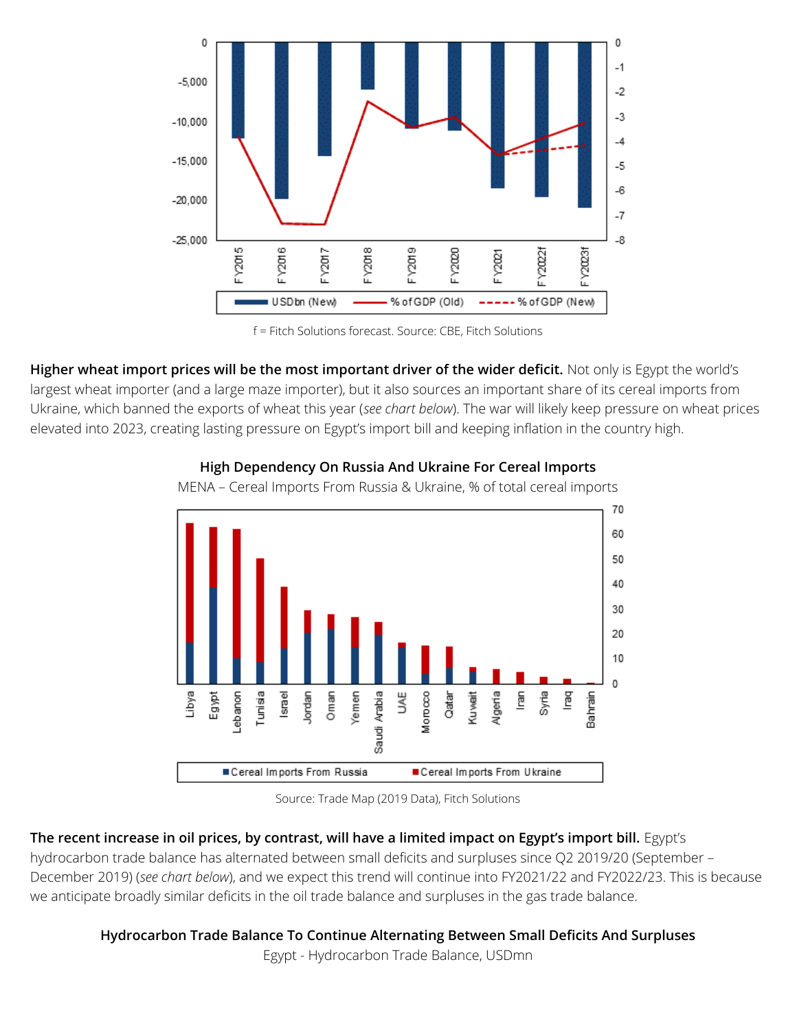f = Fitch Solutions forecast. Source: CBE, Fitch Solutions

**Higher wheat import prices will be the most important driver of the wider deficit.** Not only is Egypt the world's largest wheat importer (and a large maze importer), but it also sources an important share of its cereal imports from Ukraine, which banned the exports of wheat this year (*see chart below*). The war will likely keep pressure on wheat prices elevated into 2023, creating lasting pressure on Egypt's import bill and keeping inflation in the country high.

**High Dependency On Russia And Ukraine For Cereal Imports**

MENA – Cereal Imports From Russia & Ukraine, % of total cereal imports

Source: Trade Map (2019 Data), Fitch Solutions

**The recent increase in oil prices, by contrast, will have a limited impact on Egypt's import bill.** Egypt's hydrocarbon trade balance has alternated between small deficits and surpluses since Q2 2019/20 (September – December 2019) (*see chart below*), and we expect this trend will continue into FY2021/22 and FY2022/23. This is because we anticipate broadly similar deficits in the oil trade balance and surpluses in the gas trade balance.

**Hydrocarbon Trade Balance To Continue Alternating Between Small Deficits And Surpluses**

Egypt - Hydrocarbon Trade Balance, USDmn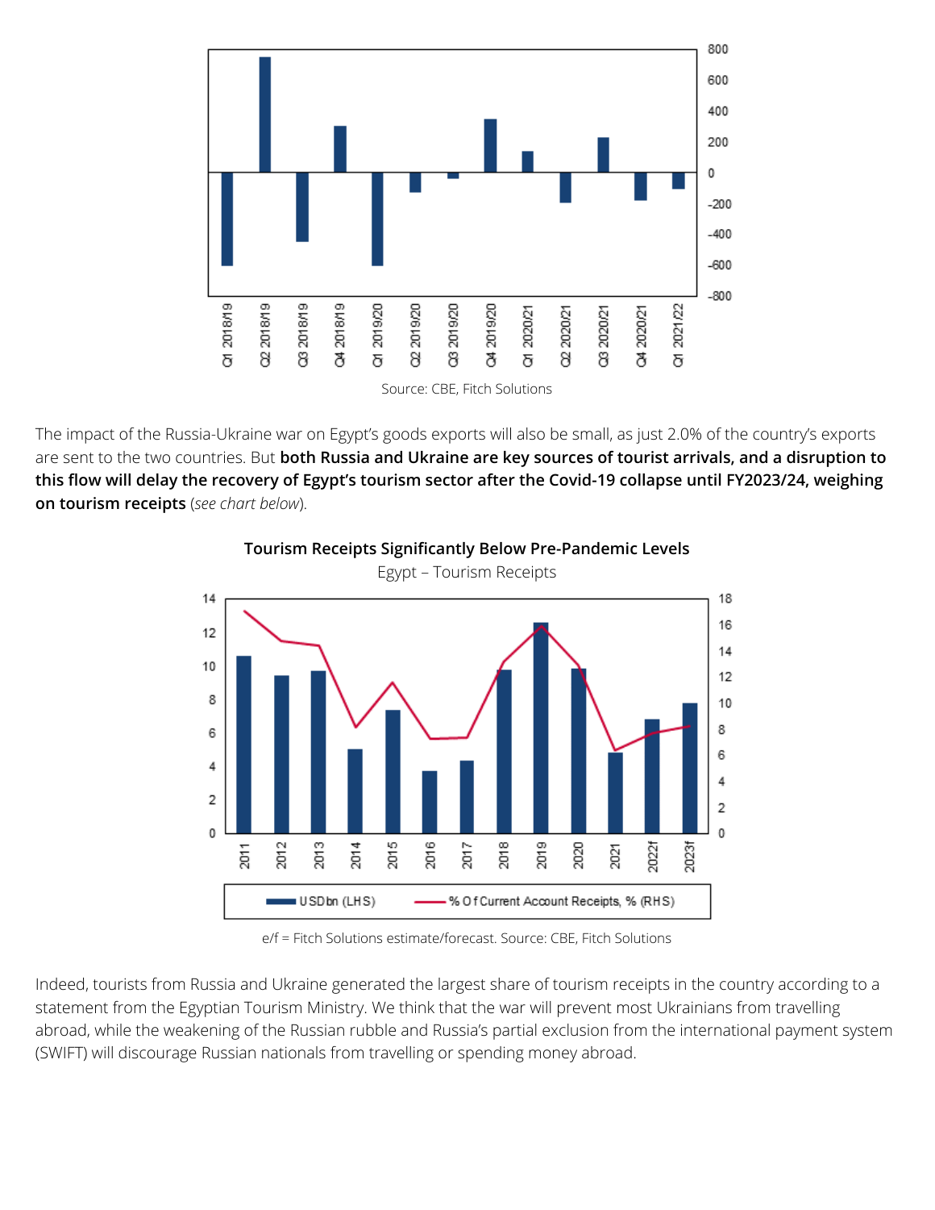Source: CBE, Fitch Solutions

The impact of the Russia-Ukraine war on Egypt's goods exports will also be small, as just 2.0% of the country's exports are sent to the two countries. But **both Russia and Ukraine are key sources of tourist arrivals, and a disruption to this flow will delay the recovery of Egypt's tourism sector after the Covid-19 collapse until FY2023/24, weighing on tourism receipts** (*see chart below*).

**Tourism Receipts Significantly Below Pre-Pandemic Levels**

Egypt – Tourism Receipts

e/f = Fitch Solutions estimate/forecast. Source: CBE, Fitch Solutions

Indeed, tourists from Russia and Ukraine generated the largest share of tourism receipts in the country according to a statement from the Egyptian Tourism Ministry. We think that the war will prevent most Ukrainians from travelling abroad, while the weakening of the Russian rubble and Russia's partial exclusion from the international payment system (SWIFT) will discourage Russian nationals from travelling or spending money abroad.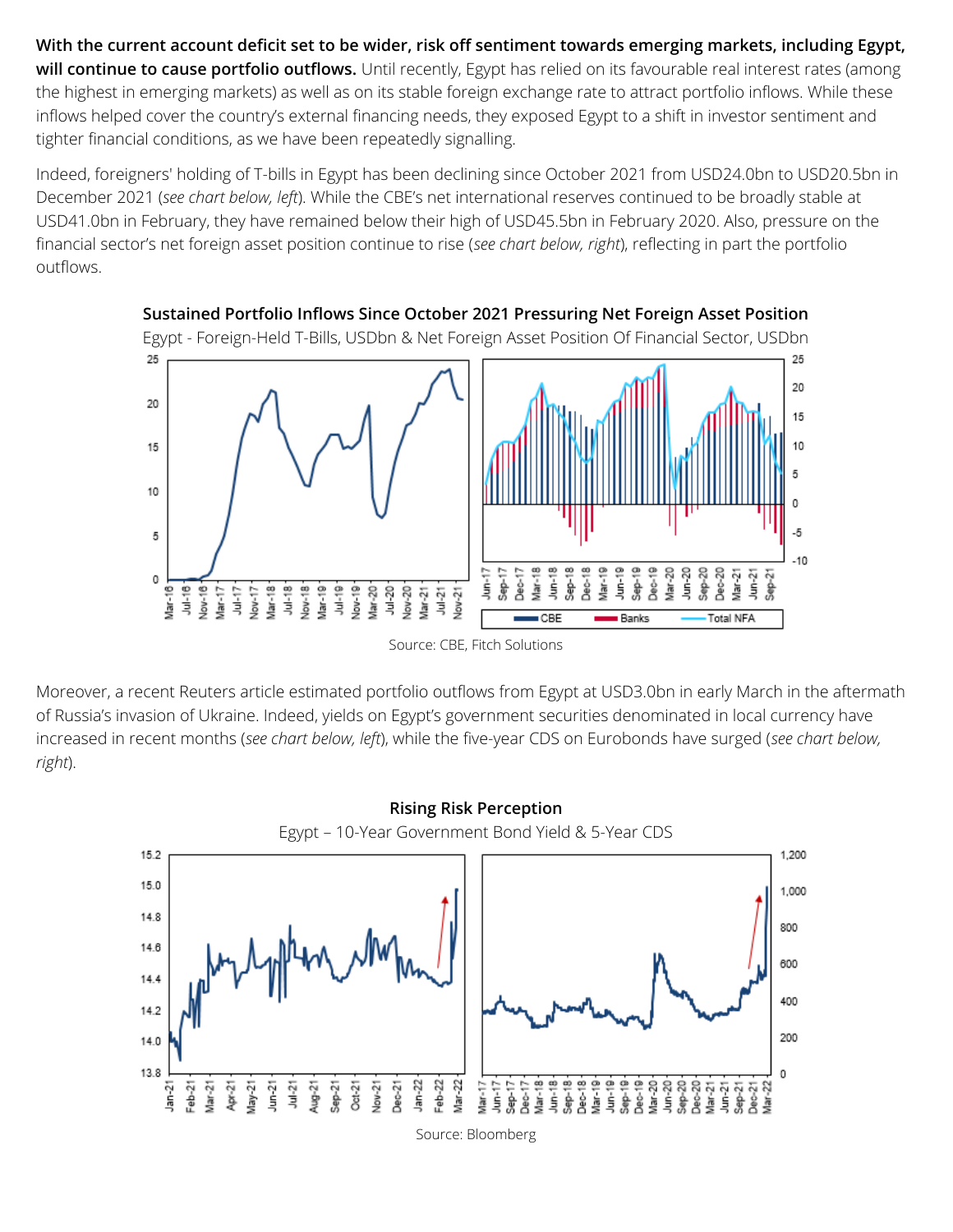**With the current account deficit set to be wider, risk off sentiment towards emerging markets, including Egypt, will continue to cause portfolio outflows.** Until recently, Egypt has relied on its favourable real interest rates (among the highest in emerging markets) as well as on its stable foreign exchange rate to attract portfolio inflows. While these inflows helped cover the country's external financing needs, they exposed Egypt to a shift in investor sentiment and tighter financial conditions, as we have been repeatedly signalling.

Indeed, foreigners' holding of T-bills in Egypt has been declining since October 2021 from USD24.0bn to USD20.5bn in December 2021 (*see chart below, left*). While the CBE's net international reserves continued to be broadly stable at USD41.0bn in February, they have remained below their high of USD45.5bn in February 2020. Also, pressure on the financial sector's net foreign asset position continue to rise (*see chart below, right*), reflecting in part the portfolio outflows.

**Sustained Portfolio Inflows Since October 2021 Pressuring Net Foreign Asset Position**

Egypt - Foreign-Held T-Bills, USDbn & Net Foreign Asset Position Of Financial Sector, USDbn

Source: CBE, Fitch Solutions

Moreover, a recent Reuters article estimated portfolio outflows from Egypt at USD3.0bn in early March in the aftermath of Russia's invasion of Ukraine. Indeed, yields on Egypt's government securities denominated in local currency have increased in recent months (*see chart below, left*), while the five-year CDS on Eurobonds have surged (*see chart below, right*).

**Rising Risk Perception**

Egypt – 10-Year Government Bond Yield & 5-Year CDS

Source: Bloomberg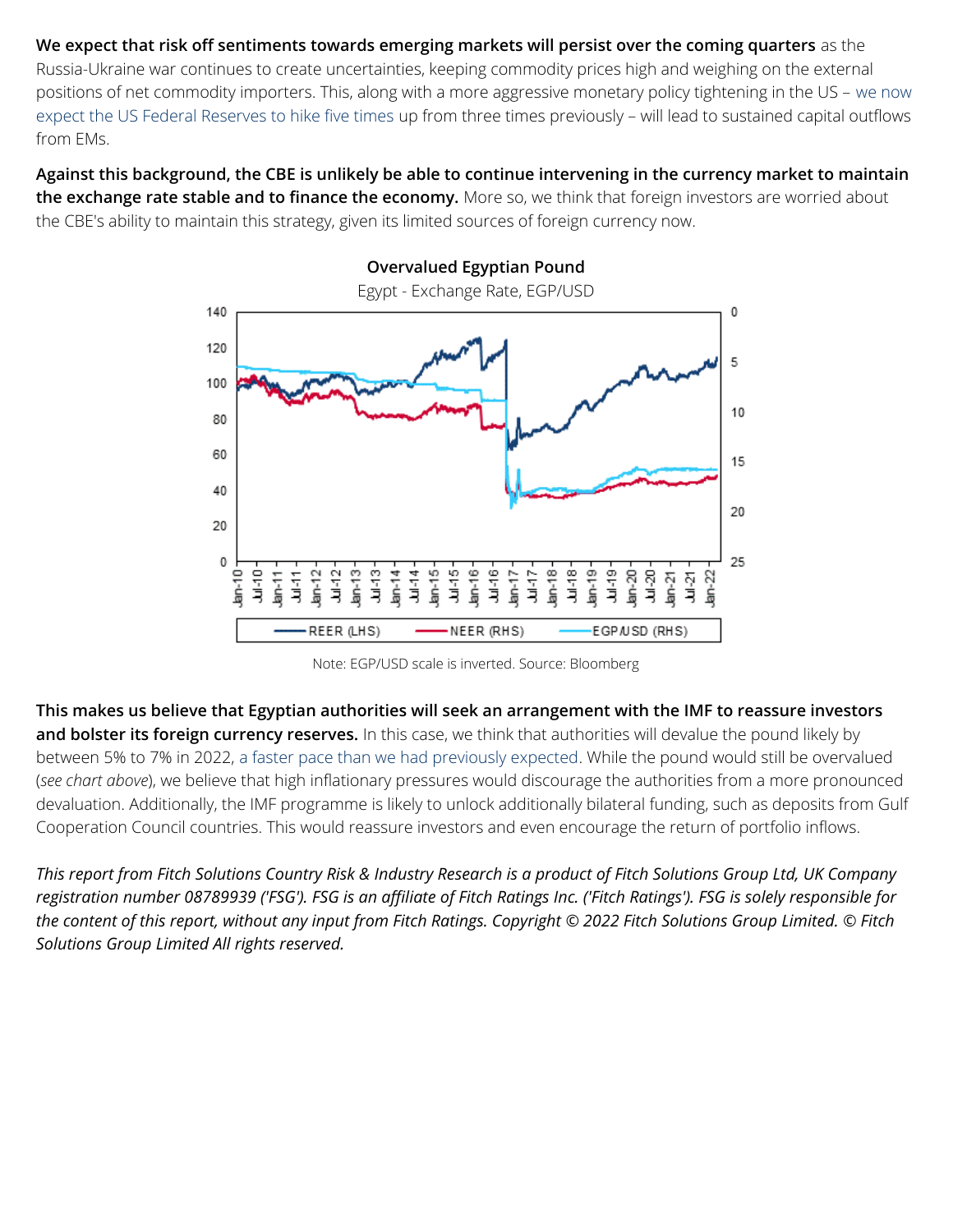**We expect that risk off sentiments towards emerging markets will persist over the coming quarters** as the Russia-Ukraine war continues to create uncertainties, keeping commodity prices high and weighing on the external positions of net commodity importers. This, along with a more aggressive monetary policy tightening in the US – we now expect the US Federal Reserves to hike five times up from three times previously – will lead to sustained capital outflows from EMs.

**Against this background, the CBE is unlikely be able to continue intervening in the currency market to maintain the exchange rate stable and to finance the economy.** More so, we think that foreign investors are worried about the CBE's ability to maintain this strategy, given its limited sources of foreign currency now.

**Overvalued Egyptian Pound**

Egypt - Exchange Rate, EGP/USD

140
120
100
80
60
40
20
0

0
5
10
15
20
25

Jan-10 Jul-10 Jan-11 Jul-11 Jan-12 Jul-12 Jan-13 Jul-13 Jan-14 Jul-14 Jan-15 Jul-15 Jan-16 Jul-16 Jan-17 Jul-17 Jan-18 Jul-18 Jan-19 Jul-19 Jan-20 Jul-20 Jan-21 Jul-21 Jan-22

REER (LHS) NEER (RHS) EGP/USD (RHS)

Note: EGP/USD scale is inverted. Source: Bloomberg

**This makes us believe that Egyptian authorities will seek an arrangement with the IMF to reassure investors and bolster its foreign currency reserves.** In this case, we think that authorities will devalue the pound likely by between 5% to 7% in 2022, a faster pace than we had previously expected. While the pound would still be overvalued (*see chart above*), we believe that high inflationary pressures would discourage the authorities from a more pronounced devaluation. Additionally, the IMF programme is likely to unlock additionally bilateral funding, such as deposits from Gulf Cooperation Council countries. This would reassure investors and even encourage the return of portfolio inflows.

*This report from Fitch Solutions Country Risk & Industry Research is a product of Fitch Solutions Group Ltd, UK Company registration number 08789939 ('FSG'). FSG is an affiliate of Fitch Ratings Inc. ('Fitch Ratings'). FSG is solely responsible for the content of this report, without any input from Fitch Ratings. Copyright © 2022 Fitch Solutions Group Limited. © Fitch Solutions Group Limited All rights reserved.*